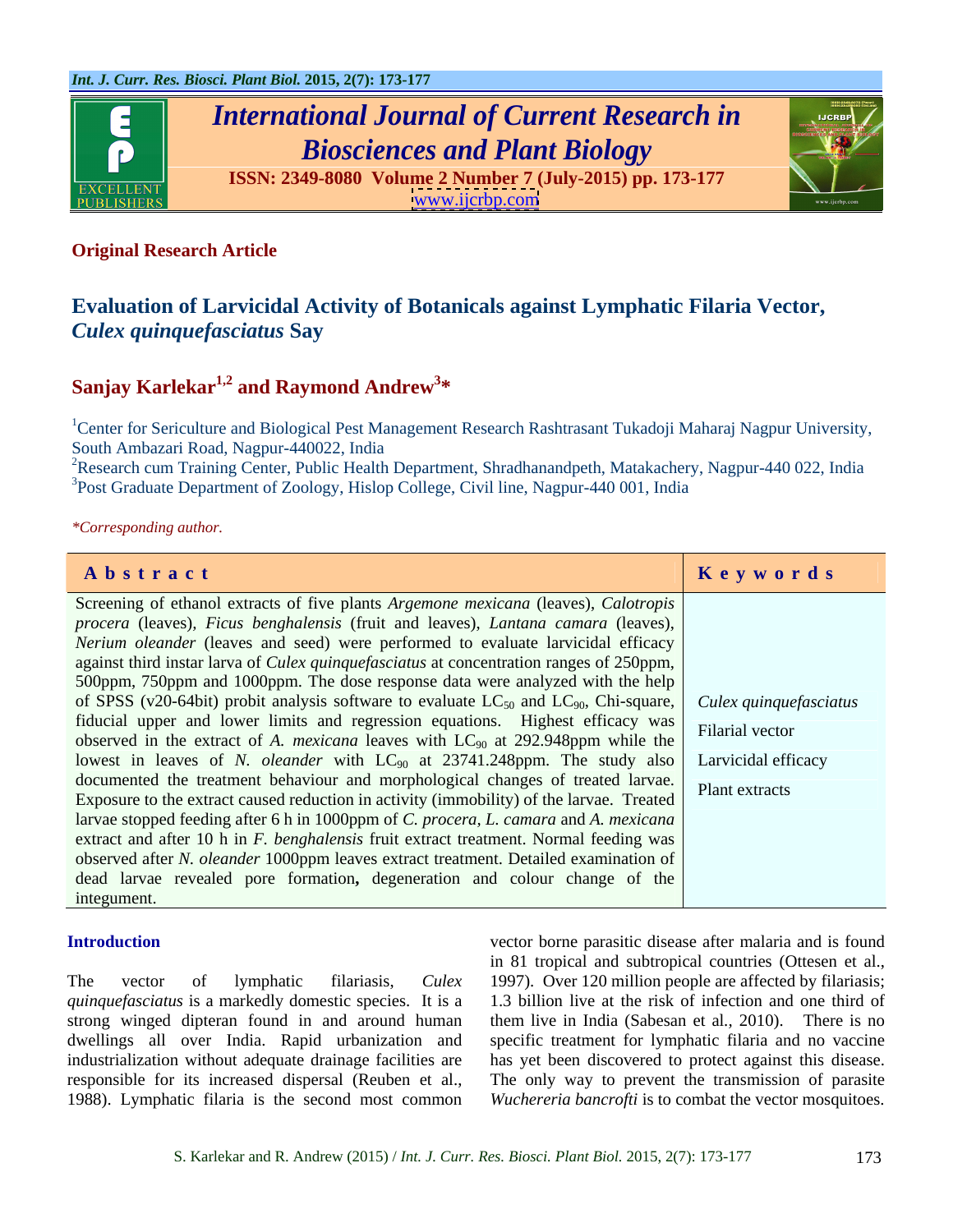**Original Research Article**

# Evaluation of Larvicidal Activity of Botanicals against Lymphatic Filaria Vector, *Culex quinquefasciatus* Say

**Sanjay Karlekar[1,2] and Raymond Andrew[3]***

[1]Center for Sericulture and Biological Pest Management Research Rashtrasant Tukadoji Maharaj Nagpur University, South Ambazari Road, Nagpur-440022, India
[2]Research cum Training Center, Public Health Department, Shradhanandpeth, Matakachery, Nagpur-440 022, India
[3]Post Graduate Department of Zoology, Hislop College, Civil line, Nagpur-440 001, India

*\*Corresponding author.*

## Abstract

Screening of ethanol extracts of five plants *Argemone mexicana* (leaves), *Calotropis procera* (leaves), *Ficus benghalensis* (fruit and leaves), *Lantana camara* (leaves), *Nerium oleander* (leaves and seed) were performed to evaluate larvicidal efficacy against third instar larva of *Culex quinquefasciatus* at concentration ranges of 250ppm, 500ppm, 750ppm and 1000ppm. The dose response data were analyzed with the help of SPSS (v20-64bit) probit analysis software to evaluate $LC_{50}$ and $LC_{90}$, Chi-square, fiducial upper and lower limits and regression equations. Highest efficacy was observed in the extract of *A. mexicana* leaves with $LC_{90}$ at 292.948ppm while the lowest in leaves of *N. oleander* with $LC_{90}$ at 23741.248ppm. The study also documented the treatment behaviour and morphological changes of treated larvae. Exposure to the extract caused reduction in activity (immobility) of the larvae. Treated larvae stopped feeding after 6 h in 1000ppm of *C. procera*, *L. camara* and *A. mexicana* extract and after 10 h in *F. benghalensis* fruit extract treatment. Normal feeding was observed after *N. oleander* 1000ppm leaves extract treatment. Detailed examination of dead larvae revealed pore formation**,** degeneration and colour change of the integument.

## Keywords

*Culex quinquefasciatus*
Filarial vector
Larvicidal efficacy
Plant extracts

## Introduction

The vector of lymphatic filariasis, *Culex quinquefasciatus* is a markedly domestic species. It is a strong winged dipteran found in and around human dwellings all over India. Rapid urbanization and industrialization without adequate drainage facilities are responsible for its increased dispersal (Reuben et al., 1988). Lymphatic filaria is the second most common vector borne parasitic disease after malaria and is found in 81 tropical and subtropical countries (Ottesen et al., 1997). Over 120 million people are affected by filariasis; 1.3 billion live at the risk of infection and one third of them live in India (Sabesan et al., 2010). There is no specific treatment for lymphatic filaria and no vaccine has yet been discovered to protect against this disease. The only way to prevent the transmission of parasite *Wuchereria bancrofti* is to combat the vector mosquitoes.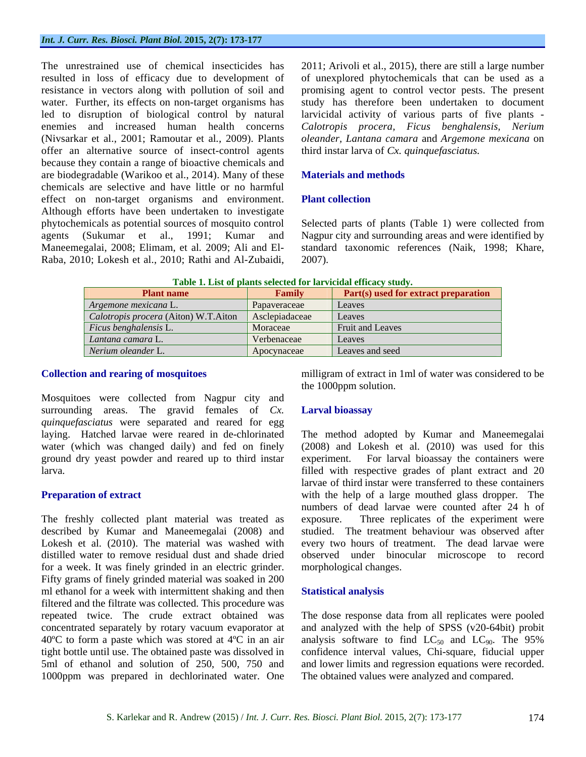The unrestrained use of chemical insecticides has resulted in loss of efficacy due to development of resistance in vectors along with pollution of soil and water. Further, its effects on non-target organisms has led to disruption of biological control by natural enemies and increased human health concerns (Nivsarkar et al., 2001; Ramoutar et al., 2009). Plants offer an alternative source of insect-control agents because they contain a range of bioactive chemicals and are biodegradable (Warikoo et al., 2014). Many of these chemicals are selective and have little or no harmful effect on non-target organisms and environment. Although efforts have been undertaken to investigate phytochemicals as potential sources of mosquito control agents (Sukumar et al., 1991; Kumar and Maneemegalai, 2008; Elimam, et al. 2009; Ali and El-Raba, 2010; Lokesh et al., 2010; Rathi and Al-Zubaidi, 2011; Arivoli et al., 2015), there are still a large number of unexplored phytochemicals that can be used as a promising agent to control vector pests. The present study has therefore been undertaken to document larvicidal activity of various parts of five plants - *Calotropis procera, Ficus benghalensis, Nerium oleander, Lantana camara* and *Argemone mexicana* on third instar larva of *Cx. quinquefasciatus.*

## Materials and methods

### Plant collection

Selected parts of plants (Table 1) were collected from Nagpur city and surrounding areas and were identified by standard taxonomic references (Naik, 1998; Khare, 2007).

**Table 1. List of plants selected for larvicidal efficacy study.**

| Plant name | Family | Part(s) used for extract preparation |
|---|---|---|
| *Argemone mexicana* L. | Papaveraceae | Leaves |
| *Calotropis procera* (Aiton) W.T.Aiton | Asclepiadaceae | Leaves |
| *Ficus benghalensis* L. | Moraceae | Fruit and Leaves |
| *Lantana camara* L. | Verbenaceae | Leaves |
| *Nerium oleander* L. | Apocynaceae | Leaves and seed |

### Collection and rearing of mosquitoes

Mosquitoes were collected from Nagpur city and surrounding areas. The gravid females of *Cx. quinquefasciatus* were separated and reared for egg laying. Hatched larvae were reared in de-chlorinated water (which was changed daily) and fed on finely ground dry yeast powder and reared up to third instar larva.

### Preparation of extract

The freshly collected plant material was treated as described by Kumar and Maneemegalai (2008) and Lokesh et al. (2010). The material was washed with distilled water to remove residual dust and shade dried for a week. It was finely grinded in an electric grinder. Fifty grams of finely grinded material was soaked in 200 ml ethanol for a week with intermittent shaking and then filtered and the filtrate was collected. This procedure was repeated twice. The crude extract obtained was concentrated separately by rotary vacuum evaporator at 40ºC to form a paste which was stored at 4ºC in an air tight bottle until use. The obtained paste was dissolved in 5ml of ethanol and solution of 250, 500, 750 and 1000ppm was prepared in dechlorinated water. One milligram of extract in 1ml of water was considered to be the 1000ppm solution.

### Larval bioassay

The method adopted by Kumar and Maneemegalai (2008) and Lokesh et al. (2010) was used for this experiment. For larval bioassay the containers were filled with respective grades of plant extract and 20 larvae of third instar were transferred to these containers with the help of a large mouthed glass dropper. The numbers of dead larvae were counted after 24 h of exposure. Three replicates of the experiment were studied. The treatment behaviour was observed after every two hours of treatment. The dead larvae were observed under binocular microscope to record morphological changes.

### Statistical analysis

The dose response data from all replicates were pooled and analyzed with the help of SPSS (v20-64bit) probit analysis software to find $LC_{50}$ and $LC_{90}$. The 95% confidence interval values, Chi-square, fiducial upper and lower limits and regression equations were recorded. The obtained values were analyzed and compared.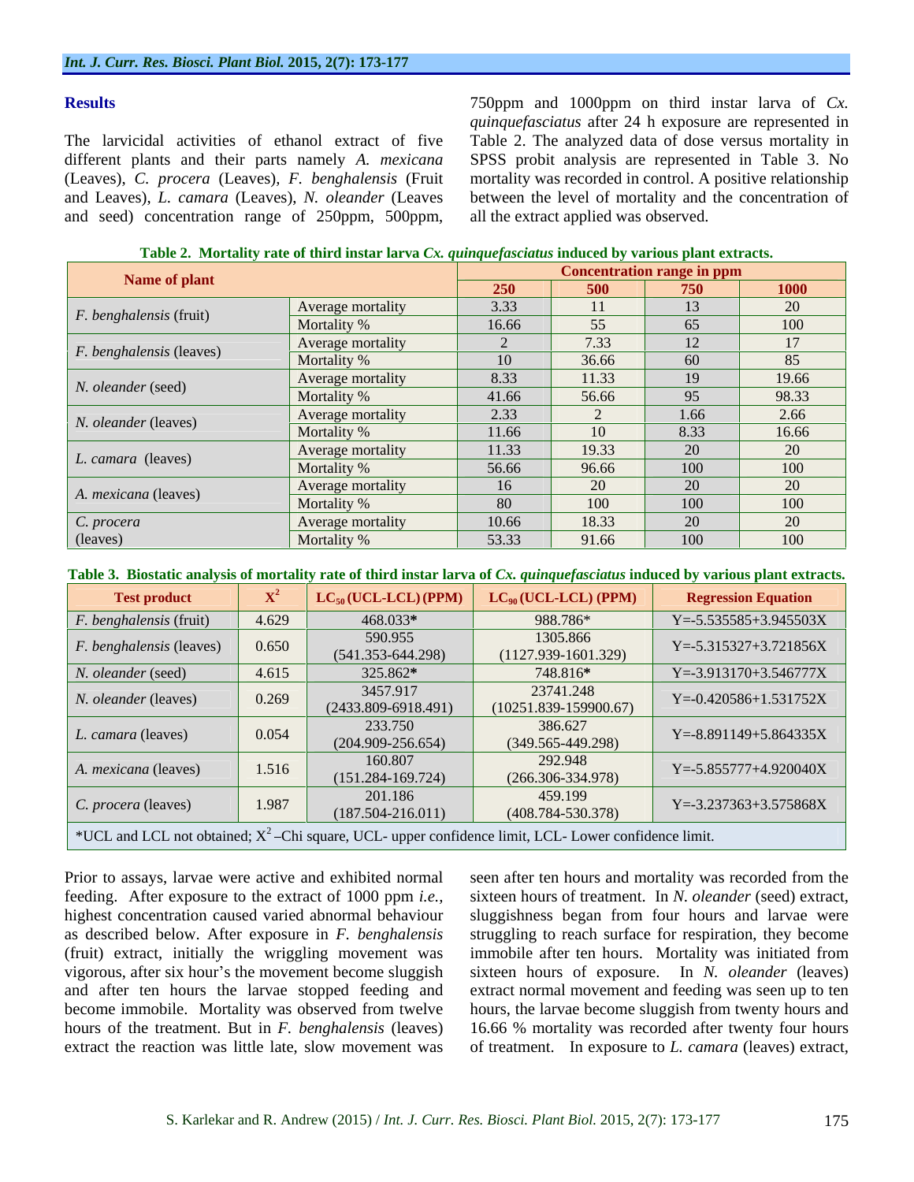## Results

The larvicidal activities of ethanol extract of five different plants and their parts namely *A. mexicana* (Leaves), *C. procera* (Leaves), *F. benghalensis* (Fruit and Leaves), *L. camara* (Leaves), *N. oleander* (Leaves and seed) concentration range of 250ppm, 500ppm, 750ppm and 1000ppm on third instar larva of *Cx. quinquefasciatus* after 24 h exposure are represented in Table 2. The analyzed data of dose versus mortality in SPSS probit analysis are represented in Table 3. No mortality was recorded in control. A positive relationship between the level of mortality and the concentration of all the extract applied was observed.

**Table 2. Mortality rate of third instar larva *Cx. quinquefasciatus* induced by various plant extracts.**

| Name of plant | | Concentration range in ppm | | | |
|---|---|---|---|---|---|
| | | 250 | 500 | 750 | 1000 |
| *F. benghalensis* (fruit) | Average mortality | 3.33 | 11 | 13 | 20 |
| | Mortality % | 16.66 | 55 | 65 | 100 |
| *F. benghalensis* (leaves) | Average mortality | 2 | 7.33 | 12 | 17 |
| | Mortality % | 10 | 36.66 | 60 | 85 |
| *N. oleander* (seed) | Average mortality | 8.33 | 11.33 | 19 | 19.66 |
| | Mortality % | 41.66 | 56.66 | 95 | 98.33 |
| *N. oleander* (leaves) | Average mortality | 2.33 | 2 | 1.66 | 2.66 |
| | Mortality % | 11.66 | 10 | 8.33 | 16.66 |
| *L. camara* (leaves) | Average mortality | 11.33 | 19.33 | 20 | 20 |
| | Mortality % | 56.66 | 96.66 | 100 | 100 |
| *A. mexicana* (leaves) | Average mortality | 16 | 20 | 20 | 20 |
| | Mortality % | 80 | 100 | 100 | 100 |
| *C. procera* (leaves) | Average mortality | 10.66 | 18.33 | 20 | 20 |
| | Mortality % | 53.33 | 91.66 | 100 | 100 |

**Table 3. Biostatic analysis of mortality rate of third instar larva of *Cx. quinquefasciatus* induced by various plant extracts.**

| Test product | $X^2$ | $LC_{50}$ (UCL-LCL) (PPM) | $LC_{90}$ (UCL-LCL) (PPM) | Regression Equation |
|---|---|---|---|---|
| *F. benghalensis* (fruit) | 4.629 | 468.033* | 988.786* | Y=-5.535585+3.945503X |
| *F. benghalensis* (leaves) | 0.650 | 590.955 (541.353-644.298) | 1305.866 (1127.939-1601.329) | Y=-5.315327+3.721856X |
| *N. oleander* (seed) | 4.615 | 325.862* | 748.816* | Y=-3.913170+3.546777X |
| *N. oleander* (leaves) | 0.269 | 3457.917 (2433.809-6918.491) | 23741.248 (10251.839-159900.67) | Y=-0.420586+1.531752X |
| *L. camara* (leaves) | 0.054 | 233.750 (204.909-256.654) | 386.627 (349.565-449.298) | Y=-8.891149+5.864335X |
| *A. mexicana* (leaves) | 1.516 | 160.807 (151.284-169.724) | 292.948 (266.306-334.978) | Y=-5.855777+4.920040X |
| *C. procera* (leaves) | 1.987 | 201.186 (187.504-216.011) | 459.199 (408.784-530.378) | Y=-3.237363+3.575868X |

*UCL and LCL not obtained; $X^2$ –Chi square, UCL- upper confidence limit, LCL- Lower confidence limit.

Prior to assays, larvae were active and exhibited normal feeding. After exposure to the extract of 1000 ppm *i.e.,* highest concentration caused varied abnormal behaviour as described below. After exposure in *F. benghalensis* (fruit) extract, initially the wriggling movement was vigorous, after six hour's the movement become sluggish and after ten hours the larvae stopped feeding and become immobile. Mortality was observed from twelve hours of the treatment. But in *F. benghalensis* (leaves) extract the reaction was little late, slow movement was seen after ten hours and mortality was recorded from the sixteen hours of treatment. In *N. oleander* (seed) extract, sluggishness began from four hours and larvae were struggling to reach surface for respiration, they become immobile after ten hours. Mortality was initiated from sixteen hours of exposure. In *N. oleander* (leaves) extract normal movement and feeding was seen up to ten hours, the larvae become sluggish from twenty hours and 16.66 % mortality was recorded after twenty four hours of treatment. In exposure to *L. camara* (leaves) extract,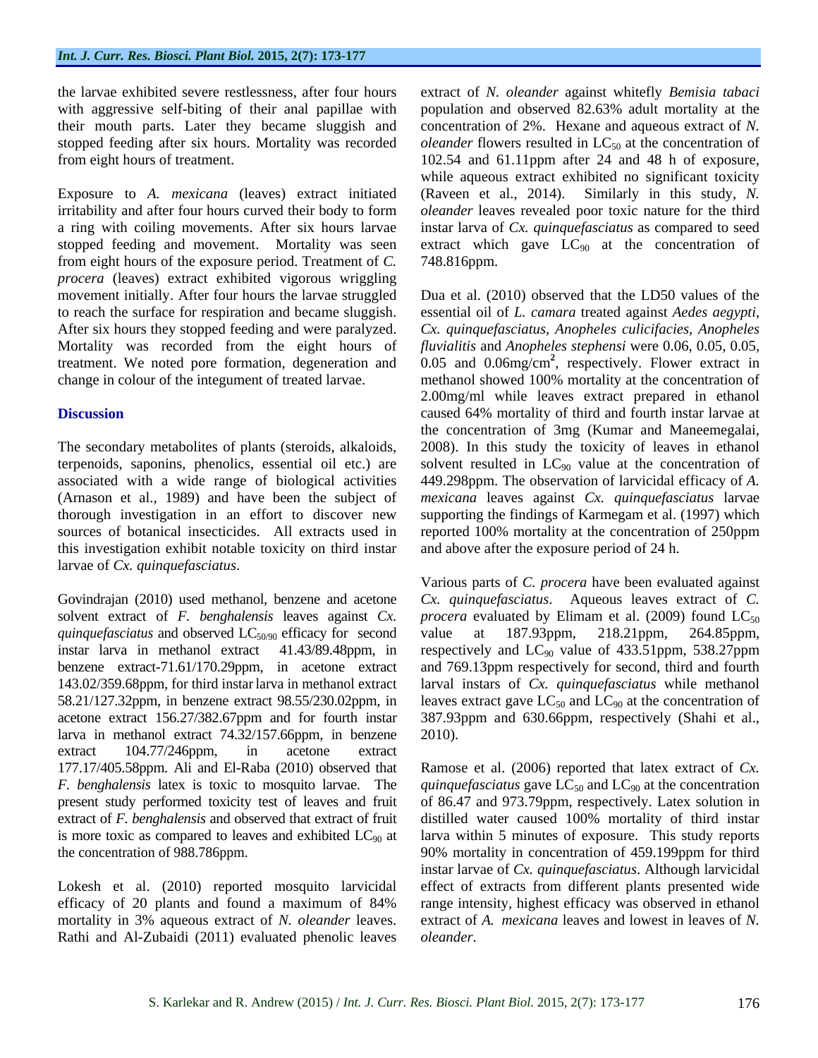the larvae exhibited severe restlessness, after four hours with aggressive self-biting of their anal papillae with their mouth parts. Later they became sluggish and stopped feeding after six hours. Mortality was recorded from eight hours of treatment.

Exposure to *A. mexicana* (leaves) extract initiated irritability and after four hours curved their body to form a ring with coiling movements. After six hours larvae stopped feeding and movement. Mortality was seen from eight hours of the exposure period. Treatment of *C. procera* (leaves) extract exhibited vigorous wriggling movement initially. After four hours the larvae struggled to reach the surface for respiration and became sluggish. After six hours they stopped feeding and were paralyzed. Mortality was recorded from the eight hours of treatment. We noted pore formation, degeneration and change in colour of the integument of treated larvae.

## Discussion

The secondary metabolites of plants (steroids, alkaloids, terpenoids, saponins, phenolics, essential oil etc.) are associated with a wide range of biological activities (Arnason et al., 1989) and have been the subject of thorough investigation in an effort to discover new sources of botanical insecticides. All extracts used in this investigation exhibit notable toxicity on third instar larvae of *Cx. quinquefasciatus*.

Govindrajan (2010) used methanol, benzene and acetone solvent extract of *F. benghalensis* leaves against *Cx. quinquefasciatus* and observed $LC_{50/90}$ efficacy for second instar larva in methanol extract 41.43/89.48ppm, in benzene extract-71.61/170.29ppm, in acetone extract 143.02/359.68ppm, for third instar larva in methanol extract 58.21/127.32ppm, in benzene extract 98.55/230.02ppm, in acetone extract 156.27/382.67ppm and for fourth instar larva in methanol extract 74.32/157.66ppm, in benzene extract 104.77/246ppm, in acetone extract 177.17/405.58ppm. Ali and El-Raba (2010) observed that *F. benghalensis* latex is toxic to mosquito larvae. The present study performed toxicity test of leaves and fruit extract of *F. benghalensis* and observed that extract of fruit is more toxic as compared to leaves and exhibited $LC_{90}$ at the concentration of 988.786ppm.

Lokesh et al. (2010) reported mosquito larvicidal efficacy of 20 plants and found a maximum of 84% mortality in 3% aqueous extract of *N. oleander* leaves. Rathi and Al-Zubaidi (2011) evaluated phenolic leaves extract of *N. oleander* against whitefly *Bemisia tabaci* population and observed 82.63% adult mortality at the concentration of 2%. Hexane and aqueous extract of *N. oleander* flowers resulted in $LC_{50}$ at the concentration of 102.54 and 61.11ppm after 24 and 48 h of exposure, while aqueous extract exhibited no significant toxicity (Raveen et al., 2014). Similarly in this study, *N. oleander* leaves revealed poor toxic nature for the third instar larva of *Cx. quinquefasciatus* as compared to seed extract which gave $LC_{90}$ at the concentration of 748.816ppm.

Dua et al. (2010) observed that the LD50 values of the essential oil of *L. camara* treated against *Aedes aegypti*, *Cx. quinquefasciatus*, *Anopheles culicifacies*, *Anopheles fluvialitis* and *Anopheles stephensi* were 0.06, 0.05, 0.05, 0.05 and 0.06mg/cm$^2$, respectively. Flower extract in methanol showed 100% mortality at the concentration of 2.00mg/ml while leaves extract prepared in ethanol caused 64% mortality of third and fourth instar larvae at the concentration of 3mg (Kumar and Maneemegalai, 2008). In this study the toxicity of leaves in ethanol solvent resulted in $LC_{90}$ value at the concentration of 449.298ppm. The observation of larvicidal efficacy of *A. mexicana* leaves against *Cx. quinquefasciatus* larvae supporting the findings of Karmegam et al. (1997) which reported 100% mortality at the concentration of 250ppm and above after the exposure period of 24 h.

Various parts of *C. procera* have been evaluated against *Cx. quinquefasciatus*. Aqueous leaves extract of *C. procera* evaluated by Elimam et al. (2009) found $LC_{50}$ value at 187.93ppm, 218.21ppm, 264.85ppm, respectively and $LC_{90}$ value of 433.51ppm, 538.27ppm and 769.13ppm respectively for second, third and fourth larval instars of *Cx. quinquefasciatus* while methanol leaves extract gave $LC_{50}$ and $LC_{90}$ at the concentration of 387.93ppm and 630.66ppm, respectively (Shahi et al., 2010).

Ramose et al. (2006) reported that latex extract of *Cx. quinquefasciatus* gave $LC_{50}$ and $LC_{90}$ at the concentration of 86.47 and 973.79ppm, respectively. Latex solution in distilled water caused 100% mortality of third instar larva within 5 minutes of exposure. This study reports 90% mortality in concentration of 459.199ppm for third instar larvae of *Cx. quinquefasciatus*. Although larvicidal effect of extracts from different plants presented wide range intensity, highest efficacy was observed in ethanol extract of *A. mexicana* leaves and lowest in leaves of *N. oleander*.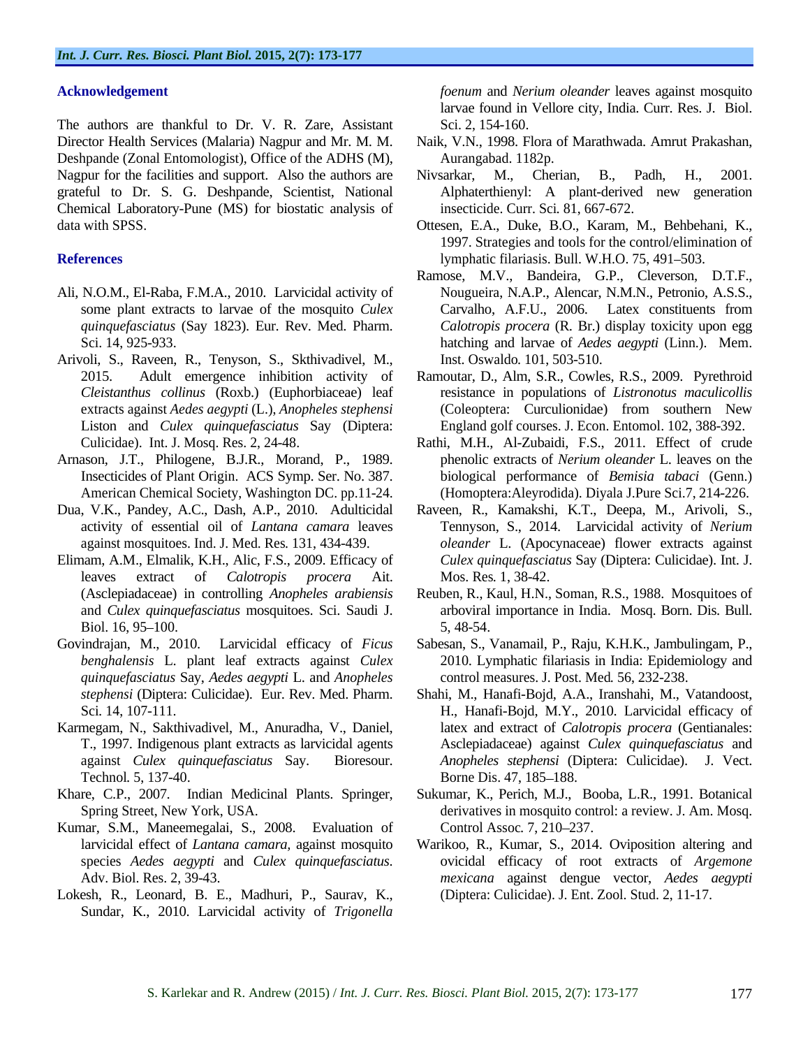## Acknowledgement

The authors are thankful to Dr. V. R. Zare, Assistant Director Health Services (Malaria) Nagpur and Mr. M. M. Deshpande (Zonal Entomologist), Office of the ADHS (M), Nagpur for the facilities and support. Also the authors are grateful to Dr. S. G. Deshpande, Scientist, National Chemical Laboratory-Pune (MS) for biostatic analysis of data with SPSS.

## References

Ali, N.O.M., El-Raba, F.M.A., 2010. Larvicidal activity of some plant extracts to larvae of the mosquito *Culex quinquefasciatus* (Say 1823). Eur. Rev. Med. Pharm. Sci. 14, 925-933.

Arivoli, S., Raveen, R., Tenyson, S., Skthivadivel, M., 2015. Adult emergence inhibition activity of *Cleistanthus collinus* (Roxb.) (Euphorbiaceae) leaf extracts against *Aedes aegypti* (L.), *Anopheles stephensi* Liston and *Culex quinquefasciatus* Say (Diptera: Culicidae). Int. J. Mosq. Res. 2, 24-48.

Arnason, J.T., Philogene, B.J.R., Morand, P., 1989. Insecticides of Plant Origin. ACS Symp. Ser. No. 387. American Chemical Society, Washington DC. pp.11-24.

Dua, V.K., Pandey, A.C., Dash, A.P., 2010. Adulticidal activity of essential oil of *Lantana camara* leaves against mosquitoes. Ind. J. Med. Res. 131, 434-439.

Elimam, A.M., Elmalik, K.H., Alic, F.S., 2009. Efficacy of leaves extract of *Calotropis procera* Ait. (Asclepiadaceae) in controlling *Anopheles arabiensis* and *Culex quinquefasciatus* mosquitoes. Sci. Saudi J. Biol. 16, 95–100.

Govindrajan, M., 2010. Larvicidal efficacy of *Ficus benghalensis* L. plant leaf extracts against *Culex quinquefasciatus* Say, *Aedes aegypti* L. and *Anopheles stephensi* (Diptera: Culicidae). Eur. Rev. Med. Pharm. Sci. 14, 107-111.

Karmegam, N., Sakthivadivel, M., Anuradha, V., Daniel, T., 1997. Indigenous plant extracts as larvicidal agents against *Culex quinquefasciatus* Say. Bioresour. Technol. 5, 137-40.

Khare, C.P., 2007. Indian Medicinal Plants. Springer, Spring Street, New York, USA.

Kumar, S.M., Maneemegalai, S., 2008. Evaluation of larvicidal effect of *Lantana camara*, against mosquito species *Aedes aegypti* and *Culex quinquefasciatus*. Adv. Biol. Res. 2, 39-43.

Lokesh, R., Leonard, B. E., Madhuri, P., Saurav, K., Sundar, K., 2010. Larvicidal activity of *Trigonella foenum* and *Nerium oleander* leaves against mosquito larvae found in Vellore city, India. Curr. Res. J. Biol. Sci. 2, 154-160.

Naik, V.N., 1998. Flora of Marathwada. Amrut Prakashan, Aurangabad. 1182p.

Nivsarkar, M., Cherian, B., Padh, H., 2001. Alphaterthienyl: A plant-derived new generation insecticide. Curr. Sci. 81, 667-672.

Ottesen, E.A., Duke, B.O., Karam, M., Behbehani, K., 1997. Strategies and tools for the control/elimination of lymphatic filariasis. Bull. W.H.O. 75, 491–503.

Ramose, M.V., Bandeira, G.P., Cleverson, D.T.F., Nougueira, N.A.P., Alencar, N.M.N., Petronio, A.S.S., Carvalho, A.F.U., 2006. Latex constituents from *Calotropis procera* (R. Br.) display toxicity upon egg hatching and larvae of *Aedes aegypti* (Linn.). Mem. Inst. Oswaldo. 101, 503-510.

Ramoutar, D., Alm, S.R., Cowles, R.S., 2009. Pyrethroid resistance in populations of *Listronotus maculicollis* (Coleoptera: Curculionidae) from southern New England golf courses. J. Econ. Entomol. 102, 388-392.

Rathi, M.H., Al-Zubaidi, F.S., 2011. Effect of crude phenolic extracts of *Nerium oleander* L. leaves on the biological performance of *Bemisia tabaci* (Genn.) (Homoptera:Aleyrodida). Diyala J.Pure Sci.7, 214-226.

Raveen, R., Kamakshi, K.T., Deepa, M., Arivoli, S., Tennyson, S., 2014. Larvicidal activity of *Nerium oleander* L. (Apocynaceae) flower extracts against *Culex quinquefasciatus* Say (Diptera: Culicidae). Int. J. Mos. Res. 1, 38-42.

Reuben, R., Kaul, H.N., Soman, R.S., 1988. Mosquitoes of arboviral importance in India. Mosq. Born. Dis. Bull. 5, 48-54.

Sabesan, S., Vanamail, P., Raju, K.H.K., Jambulingam, P., 2010. Lymphatic filariasis in India: Epidemiology and control measures. J. Post. Med. 56, 232-238.

Shahi, M., Hanafi-Bojd, A.A., Iranshahi, M., Vatandoost, H., Hanafi-Bojd, M.Y., 2010. Larvicidal efficacy of latex and extract of *Calotropis procera* (Gentianales: Asclepiadaceae) against *Culex quinquefasciatus* and *Anopheles stephensi* (Diptera: Culicidae). J. Vect. Borne Dis. 47, 185–188.

Sukumar, K., Perich, M.J., Booba, L.R., 1991. Botanical derivatives in mosquito control: a review. J. Am. Mosq. Control Assoc. 7, 210–237.

Warikoo, R., Kumar, S., 2014. Oviposition altering and ovicidal efficacy of root extracts of *Argemone mexicana* against dengue vector, *Aedes aegypti* (Diptera: Culicidae). J. Ent. Zool. Stud. 2, 11-17.